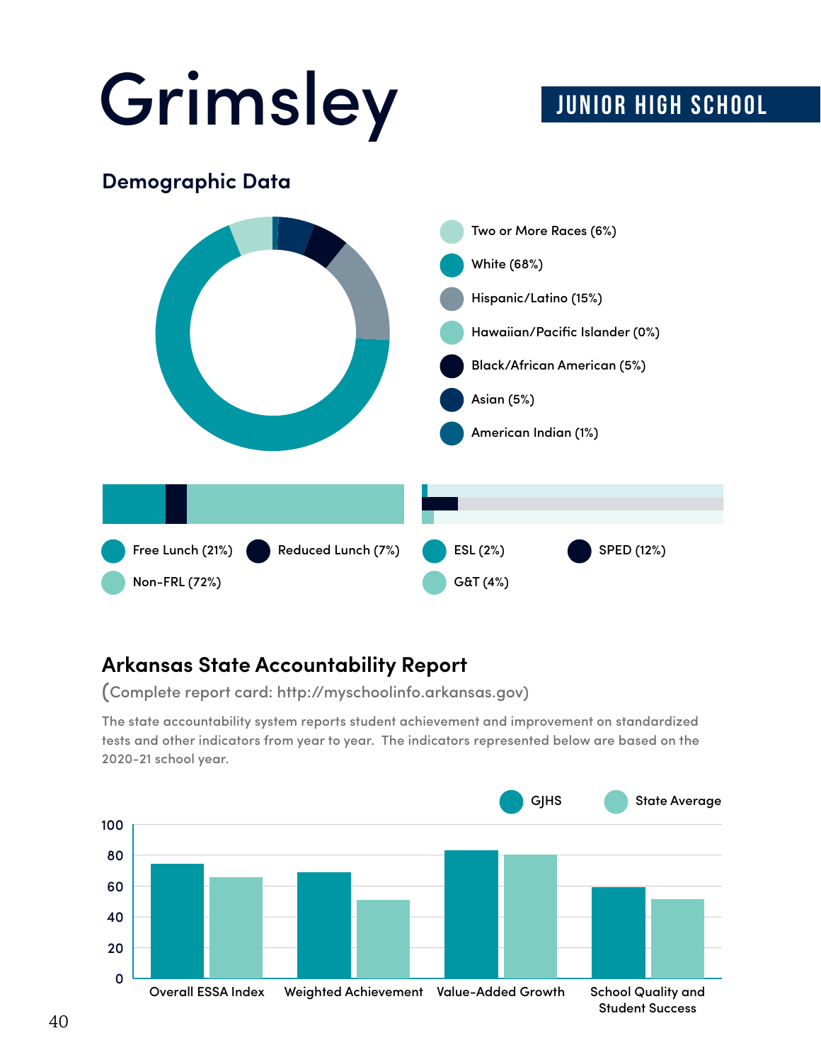# Grimsley

JUNIOR HIGH SCHOOL

## Demographic Data

- Two or More Races (6%)
- White (68%)
- Hispanic/Latino (15%)
- Hawaiian/Pacific Islander (0%)
- Black/African American (5%)
- Asian (5%)
- American Indian (1%)

- Free Lunch (21%)
- Reduced Lunch (7%)
- Non-FRL (72%)

- ESL (2%)
- SPED (12%)
- G&T (4%)

## Arkansas State Accountability Report

(Complete report card: http://myschoolinfo.arkansas.gov)

The state accountability system reports student achievement and improvement on standardized tests and other indicators from year to year. The indicators represented below are based on the 2020-21 school year.

- GJHS
- State Average

Indicators: Overall ESSA Index, Weighted Achievement, Value-Added Growth, School Quality and Student Success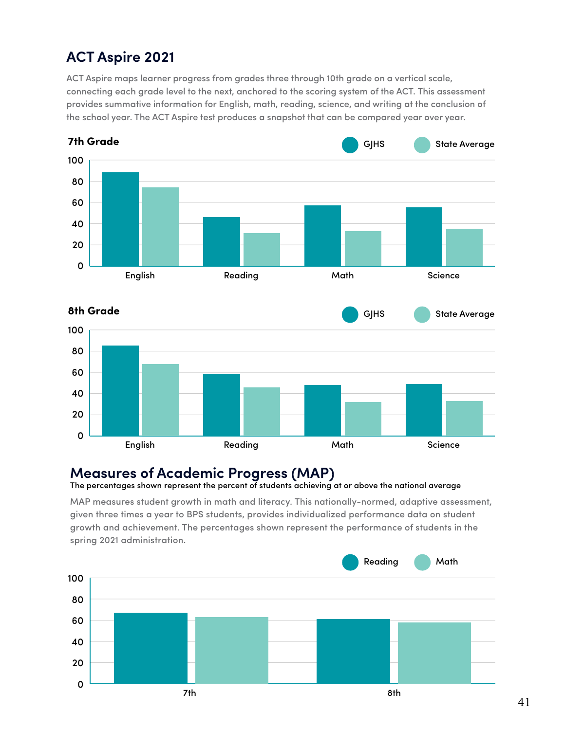## ACT Aspire 2021

ACT Aspire maps learner progress from grades three through 10th grade on a vertical scale, connecting each grade level to the next, anchored to the scoring system of the ACT. This assessment provides summative information for English, math, reading, science, and writing at the conclusion of the school year. The ACT Aspire test produces a snapshot that can be compared year over year.

**7th Grade**

GJHS
State Average

100
80
60
40
20
0

English
Reading
Math
Science

**8th Grade**

GJHS
State Average

100
80
60
40
20
0

English
Reading
Math
Science

## Measures of Academic Progress (MAP)

The percentages shown represent the percent of students achieving at or above the national average

MAP measures student growth in math and literacy. This nationally-normed, adaptive assessment, given three times a year to BPS students, provides individualized performance data on student growth and achievement. The percentages shown represent the performance of students in the spring 2021 administration.

Reading
Math

100
80
60
40
20
0

7th
8th